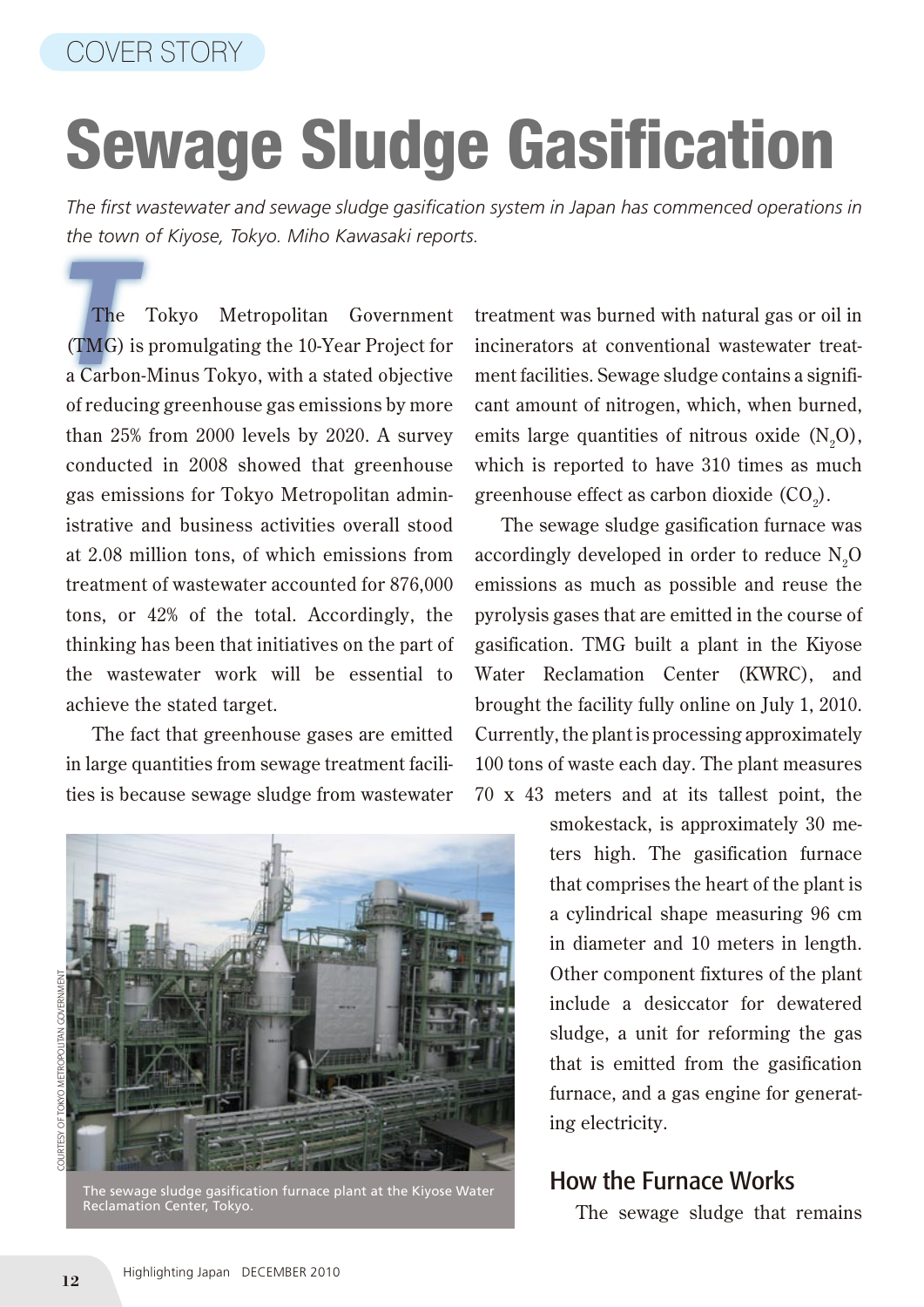COVER STORY

# Sewage Sludge Gasification

*The first wastewater and sewage sludge gasification system in Japan has commenced operations in the town of Kiyose, Tokyo. Miho Kawasaki reports.*

The Tokyo Metropolitan Government (TMG) is promulgating the 10-Year Project for a Carbon-Minus Tokyo, with a stated objective of reducing greenhouse gas emissions by more than 25% from 2000 levels by 2020. A survey conducted in 2008 showed that greenhouse gas emissions for Tokyo Metropolitan administrative and business activities overall stood at 2.08 million tons, of which emissions from treatment of wastewater accounted for 876,000 tons, or 42% of the total. Accordingly, the thinking has been that initiatives on the part of the wastewater work will be essential to achieve the stated target.

The fact that greenhouse gases are emitted in large quantities from sewage treatment facilities is because sewage sludge from wastewater treatment was burned with natural gas or oil in incinerators at conventional wastewater treatment facilities. Sewage sludge contains a significant amount of nitrogen, which, when burned, emits large quantities of nitrous oxide ($N_2O$), which is reported to have 310 times as much greenhouse effect as carbon dioxide ($CO_2$).

The sewage sludge gasification furnace was accordingly developed in order to reduce $N_2O$ emissions as much as possible and reuse the pyrolysis gases that are emitted in the course of gasification. TMG built a plant in the Kiyose Water Reclamation Center (KWRC), and brought the facility fully online on July 1, 2010. Currently, the plant is processing approximately 100 tons of waste each day. The plant measures 70 x 43 meters and at its tallest point, the smokestack, is approximately 30 meters high. The gasification furnace that comprises the heart of the plant is a cylindrical shape measuring 96 cm in diameter and 10 meters in length. Other component fixtures of the plant include a desiccator for dewatered sludge, a unit for reforming the gas that is emitted from the gasification furnace, and a gas engine for generating electricity.

COURTESY OF TOKYO METROPOLITAN GOVERNMENT

The sewage sludge gasification furnace plant at the Kiyose Water Reclamation Center, Tokyo.

## How the Furnace Works

The sewage sludge that remains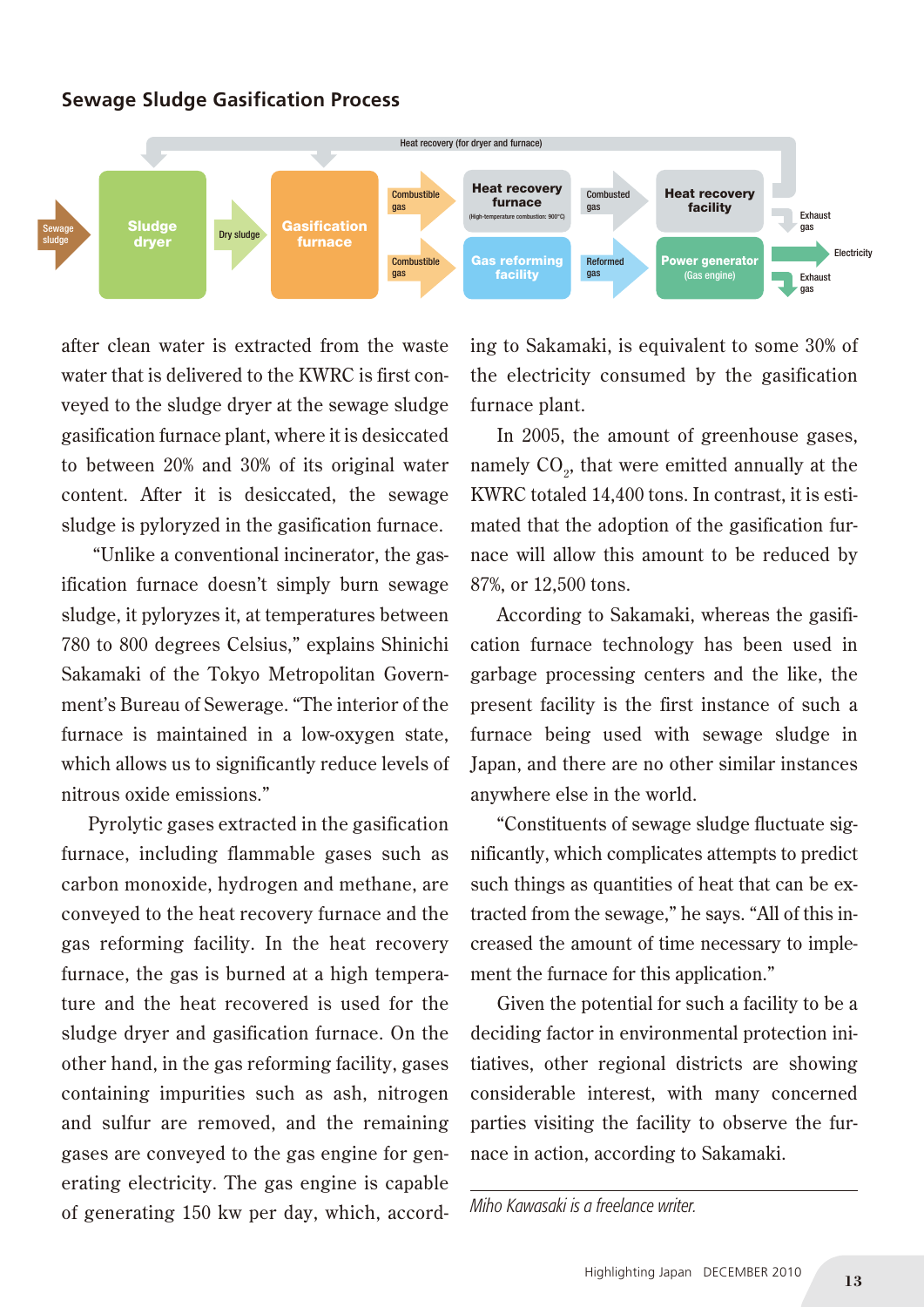### Sewage Sludge Gasification Process

Heat recovery (for dryer and furnace)

Sewage sludge

Sludge dryer

Dry sludge

Gasification furnace

Combustible gas

Heat recovery furnace

(High-temperature combustion: 900°C)

Combusted gas

Heat recovery facility

Exhaust gas

Combustible gas

Gas reforming facility

Reformed gas

Power generator

(Gas engine)

Electricity

Exhaust gas

after clean water is extracted from the waste water that is delivered to the KWRC is first conveyed to the sludge dryer at the sewage sludge gasification furnace plant, where it is desiccated to between 20% and 30% of its original water content. After it is desiccated, the sewage sludge is pyloryzed in the gasification furnace.

"Unlike a conventional incinerator, the gasification furnace doesn't simply burn sewage sludge, it pyloryzes it, at temperatures between 780 to 800 degrees Celsius," explains Shinichi Sakamaki of the Tokyo Metropolitan Government's Bureau of Sewerage. "The interior of the furnace is maintained in a low-oxygen state, which allows us to significantly reduce levels of nitrous oxide emissions."

Pyrolytic gases extracted in the gasification furnace, including flammable gases such as carbon monoxide, hydrogen and methane, are conveyed to the heat recovery furnace and the gas reforming facility. In the heat recovery furnace, the gas is burned at a high temperature and the heat recovered is used for the sludge dryer and gasification furnace. On the other hand, in the gas reforming facility, gases containing impurities such as ash, nitrogen and sulfur are removed, and the remaining gases are conveyed to the gas engine for generating electricity. The gas engine is capable of generating 150 kw per day, which, according to Sakamaki, is equivalent to some 30% of the electricity consumed by the gasification furnace plant.

In 2005, the amount of greenhouse gases, namely $CO_2$, that were emitted annually at the KWRC totaled 14,400 tons. In contrast, it is estimated that the adoption of the gasification furnace will allow this amount to be reduced by 87%, or 12,500 tons.

According to Sakamaki, whereas the gasification furnace technology has been used in garbage processing centers and the like, the present facility is the first instance of such a furnace being used with sewage sludge in Japan, and there are no other similar instances anywhere else in the world.

"Constituents of sewage sludge fluctuate significantly, which complicates attempts to predict such things as quantities of heat that can be extracted from the sewage," he says. "All of this increased the amount of time necessary to implement the furnace for this application."

Given the potential for such a facility to be a deciding factor in environmental protection initiatives, other regional districts are showing considerable interest, with many concerned parties visiting the facility to observe the furnace in action, according to Sakamaki.

---

*Miho Kawasaki is a freelance writer.*